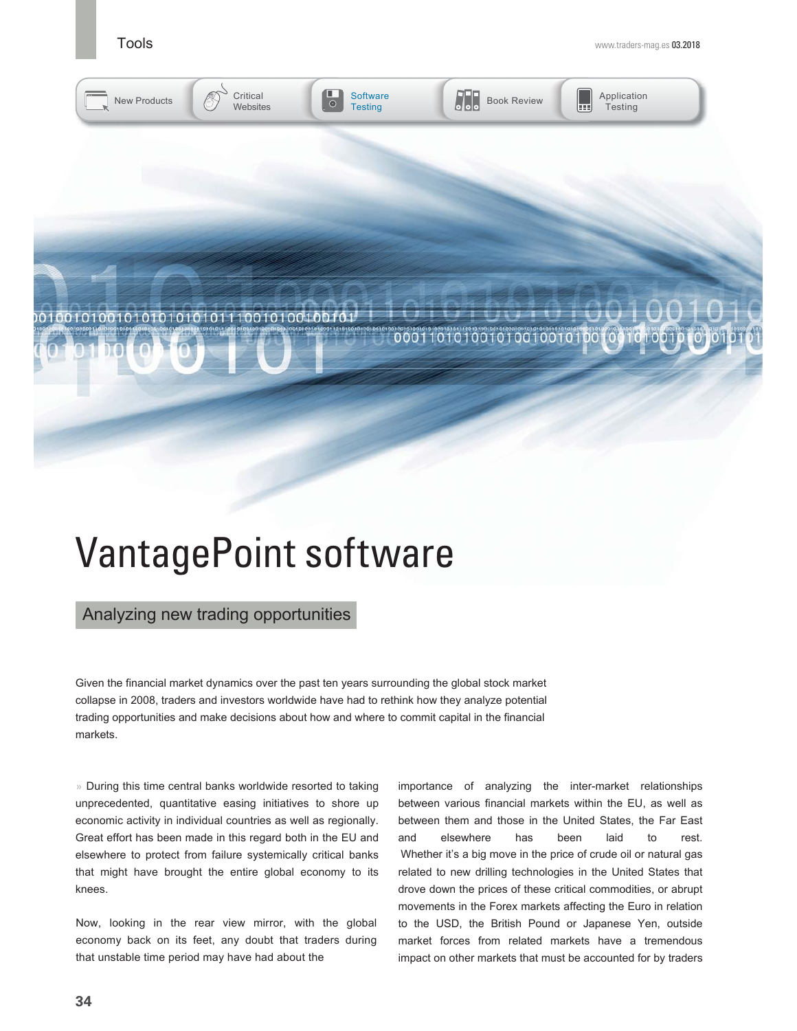# VantagePoint software

## Analyzing new trading opportunities

Given the financial market dynamics over the past ten years surrounding the global stock market collapse in 2008, traders and investors worldwide have had to rethink how they analyze potential trading opportunities and make decisions about how and where to commit capital in the financial markets.

» During this time central banks worldwide resorted to taking unprecedented, quantitative easing initiatives to shore up economic activity in individual countries as well as regionally. Great effort has been made in this regard both in the EU and elsewhere to protect from failure systemically critical banks that might have brought the entire global economy to its knees.

Now, looking in the rear view mirror, with the global economy back on its feet, any doubt that traders during that unstable time period may have had about the importance of analyzing the inter-market relationships between various financial markets within the EU, as well as between them and those in the United States, the Far East and elsewhere has been laid to rest. Whether it's a big move in the price of crude oil or natural gas related to new drilling technologies in the United States that drove down the prices of these critical commodities, or abrupt movements in the Forex markets affecting the Euro in relation to the USD, the British Pound or Japanese Yen, outside market forces from related markets have a tremendous impact on other markets that must be accounted for by traders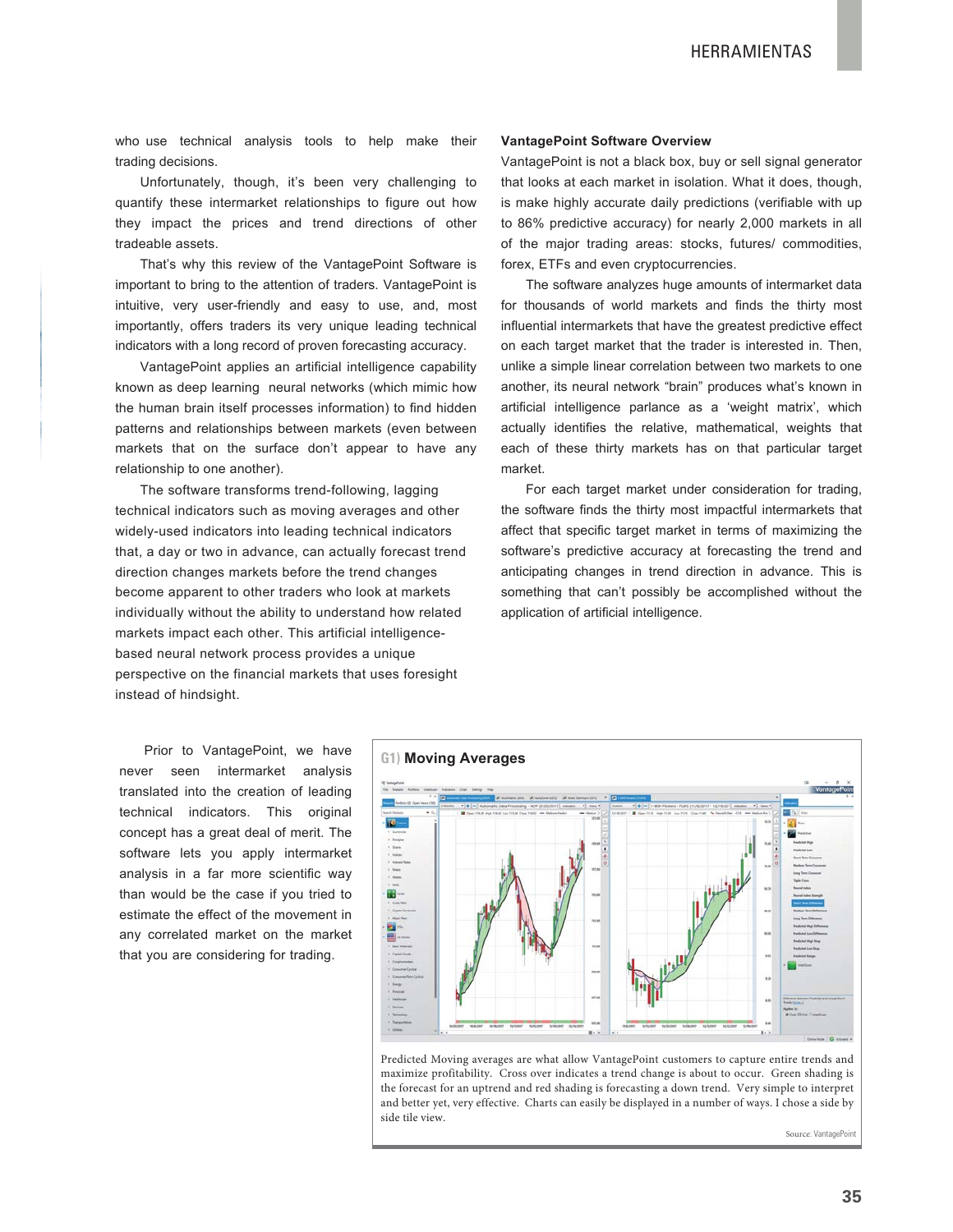who use technical analysis tools to help make their trading decisions.

Unfortunately, though, it's been very challenging to quantify these intermarket relationships to figure out how they impact the prices and trend directions of other tradeable assets.

That's why this review of the VantagePoint Software is important to bring to the attention of traders. VantagePoint is intuitive, very user-friendly and easy to use, and, most importantly, offers traders its very unique leading technical indicators with a long record of proven forecasting accuracy.

VantagePoint applies an artificial intelligence capability known as deep learning neural networks (which mimic how the human brain itself processes information) to find hidden patterns and relationships between markets (even between markets that on the surface don't appear to have any relationship to one another).

The software transforms trend-following, lagging technical indicators such as moving averages and other widely-used indicators into leading technical indicators that, a day or two in advance, can actually forecast trend direction changes markets before the trend changes become apparent to other traders who look at markets individually without the ability to understand how related markets impact each other. This artificial intelligence-based neural network process provides a unique perspective on the financial markets that uses foresight instead of hindsight.

**VantagePoint Software Overview**

VantagePoint is not a black box, buy or sell signal generator that looks at each market in isolation. What it does, though, is make highly accurate daily predictions (verifiable with up to 86% predictive accuracy) for nearly 2,000 markets in all of the major trading areas: stocks, futures/ commodities, forex, ETFs and even cryptocurrencies.

The software analyzes huge amounts of intermarket data for thousands of world markets and finds the thirty most influential intermarkets that have the greatest predictive effect on each target market that the trader is interested in. Then, unlike a simple linear correlation between two markets to one another, its neural network "brain" produces what's known in artificial intelligence parlance as a 'weight matrix', which actually identifies the relative, mathematical, weights that each of these thirty markets has on that particular target market.

For each target market under consideration for trading, the software finds the thirty most impactful intermarkets that affect that specific target market in terms of maximizing the software's predictive accuracy at forecasting the trend and anticipating changes in trend direction in advance. This is something that can't possibly be accomplished without the application of artificial intelligence.

Prior to VantagePoint, we have never seen intermarket analysis translated into the creation of leading technical indicators. This original concept has a great deal of merit. The software lets you apply intermarket analysis in a far more scientific way than would be the case if you tried to estimate the effect of the movement in any correlated market on the market that you are considering for trading.

**G1) Moving Averages**

Predicted Moving averages are what allow VantagePoint customers to capture entire trends and maximize profitability. Cross over indicates a trend change is about to occur. Green shading is the forecast for an uptrend and red shading is forecasting a down trend. Very simple to interpret and better yet, very effective. Charts can easily be displayed in a number of ways. I chose a side by side tile view.

Source: VantagePoint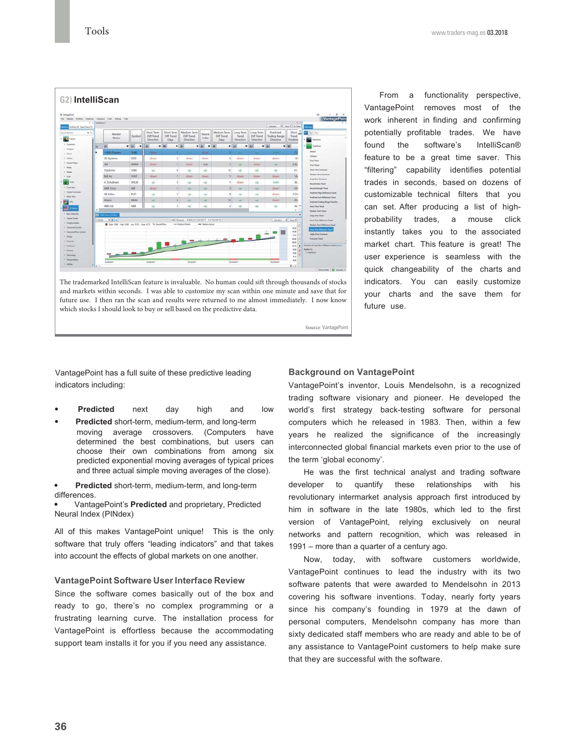**G2) IntelliScan**

The trademarked IntelliScan feature is invaluable. No human could sift through thousands of stocks and markets within seconds. I was able to customize my scan within one minute and save that for future use. I then ran the scan and results were returned to me almost immediately. I now know which stocks I should look to buy or sell based on the predictive data.

Source: VantagePoint

From a functionality perspective, VantagePoint removes most of the work inherent in finding and confirming potentially profitable trades. We have found the software's IntelliScan® feature to be a great time saver. This "filtering" capability identifies potential trades in seconds, based on dozens of customizable technical filters that you can set. After producing a list of high-probability trades, a mouse click instantly takes you to the associated market chart. This feature is great! The user experience is seamless with the quick changeability of the charts and indicators. You can easily customize your charts and the save them for future use.

VantagePoint has a full suite of these predictive leading indicators including:

- **Predicted** next day high and low
- **Predicted** short-term, medium-term, and long-term moving average crossovers. (Computers have determined the best combinations, but users can choose their own combinations from among six predicted exponential moving averages of typical prices and three actual simple moving averages of the close).
- **Predicted** short-term, medium-term, and long-term differences.
- VantagePoint's **Predicted** and proprietary, Predicted Neural Index (PINdex)

All of this makes VantagePoint unique! This is the only software that truly offers "leading indicators" and that takes into account the effects of global markets on one another.

### VantagePoint Software User Interface Review

Since the software comes basically out of the box and ready to go, there's no complex programming or a frustrating learning curve. The installation process for VantagePoint is effortless because the accommodating support team installs it for you if you need any assistance.

### Background on VantagePoint

VantagePoint's inventor, Louis Mendelsohn, is a recognized trading software visionary and pioneer. He developed the world's first strategy back-testing software for personal computers which he released in 1983. Then, within a few years he realized the significance of the increasingly interconnected global financial markets even prior to the use of the term 'global economy'.

He was the first technical analyst and trading software developer to quantify these relationships with his revolutionary intermarket analysis approach first introduced by him in software in the late 1980s, which led to the first version of VantagePoint, relying exclusively on neural networks and pattern recognition, which was released in 1991 – more than a quarter of a century ago.

Now, today, with software customers worldwide, VantagePoint continues to lead the industry with its two software patents that were awarded to Mendelsohn in 2013 covering his software inventions. Today, nearly forty years since his company's founding in 1979 at the dawn of personal computers, Mendelsohn company has more than sixty dedicated staff members who are ready and able to be of any assistance to VantagePoint customers to help make sure that they are successful with the software.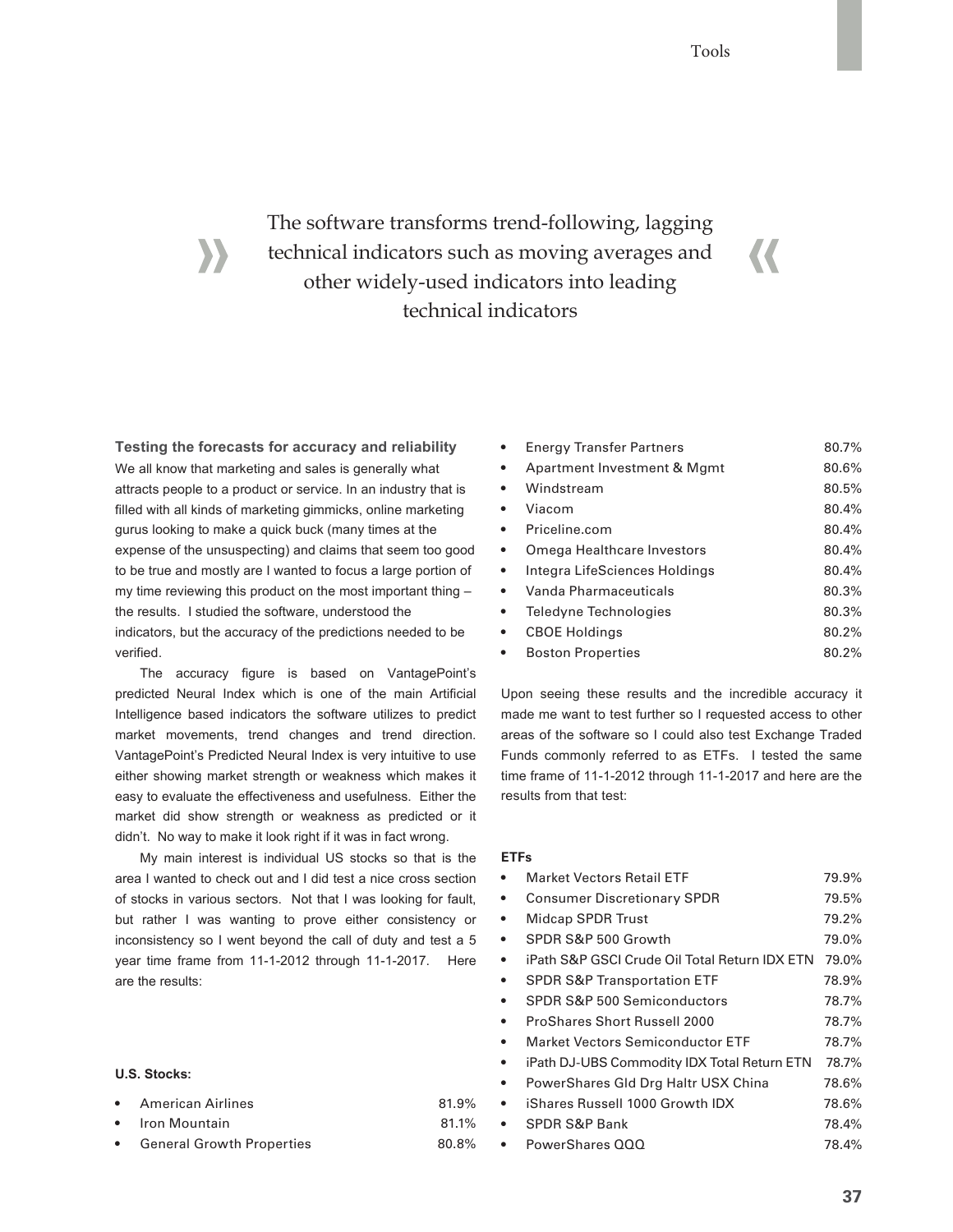> The software transforms trend-following, lagging technical indicators such as moving averages and other widely-used indicators into leading technical indicators

### Testing the forecasts for accuracy and reliability

We all know that marketing and sales is generally what attracts people to a product or service. In an industry that is filled with all kinds of marketing gimmicks, online marketing gurus looking to make a quick buck (many times at the expense of the unsuspecting) and claims that seem too good to be true and mostly are I wanted to focus a large portion of my time reviewing this product on the most important thing – the results. I studied the software, understood the indicators, but the accuracy of the predictions needed to be verified.

The accuracy figure is based on VantagePoint's predicted Neural Index which is one of the main Artificial Intelligence based indicators the software utilizes to predict market movements, trend changes and trend direction. VantagePoint's Predicted Neural Index is very intuitive to use either showing market strength or weakness which makes it easy to evaluate the effectiveness and usefulness. Either the market did show strength or weakness as predicted or it didn't. No way to make it look right if it was in fact wrong.

My main interest is individual US stocks so that is the area I wanted to check out and I did test a nice cross section of stocks in various sectors. Not that I was looking for fault, but rather I was wanting to prove either consistency or inconsistency so I went beyond the call of duty and test a 5 year time frame from 11-1-2012 through 11-1-2017. Here are the results:

**U.S. Stocks:**

- American Airlines 81.9%
- Iron Mountain 81.1%
- General Growth Properties 80.8%
- Energy Transfer Partners 80.7%
- Apartment Investment & Mgmt 80.6%
- Windstream 80.5%
- Viacom 80.4%
- Priceline.com 80.4%
- Omega Healthcare Investors 80.4%
- Integra LifeSciences Holdings 80.4%
- Vanda Pharmaceuticals 80.3%
- Teledyne Technologies 80.3%
- CBOE Holdings 80.2%
- Boston Properties 80.2%

Upon seeing these results and the incredible accuracy it made me want to test further so I requested access to other areas of the software so I could also test Exchange Traded Funds commonly referred to as ETFs. I tested the same time frame of 11-1-2012 through 11-1-2017 and here are the results from that test:

**ETFs**

- Market Vectors Retail ETF 79.9%
- Consumer Discretionary SPDR 79.5%
- Midcap SPDR Trust 79.2%
- SPDR S&P 500 Growth 79.0%
- iPath S&P GSCI Crude Oil Total Return IDX ETN 79.0%
- SPDR S&P Transportation ETF 78.9%
- SPDR S&P 500 Semiconductors 78.7%
- ProShares Short Russell 2000 78.7%
- Market Vectors Semiconductor ETF 78.7%
- iPath DJ-UBS Commodity IDX Total Return ETN 78.7%
- PowerShares Gld Drg Haltr USX China 78.6%
- iShares Russell 1000 Growth IDX 78.6%
- SPDR S&P Bank 78.4%
- PowerShares QQQ 78.4%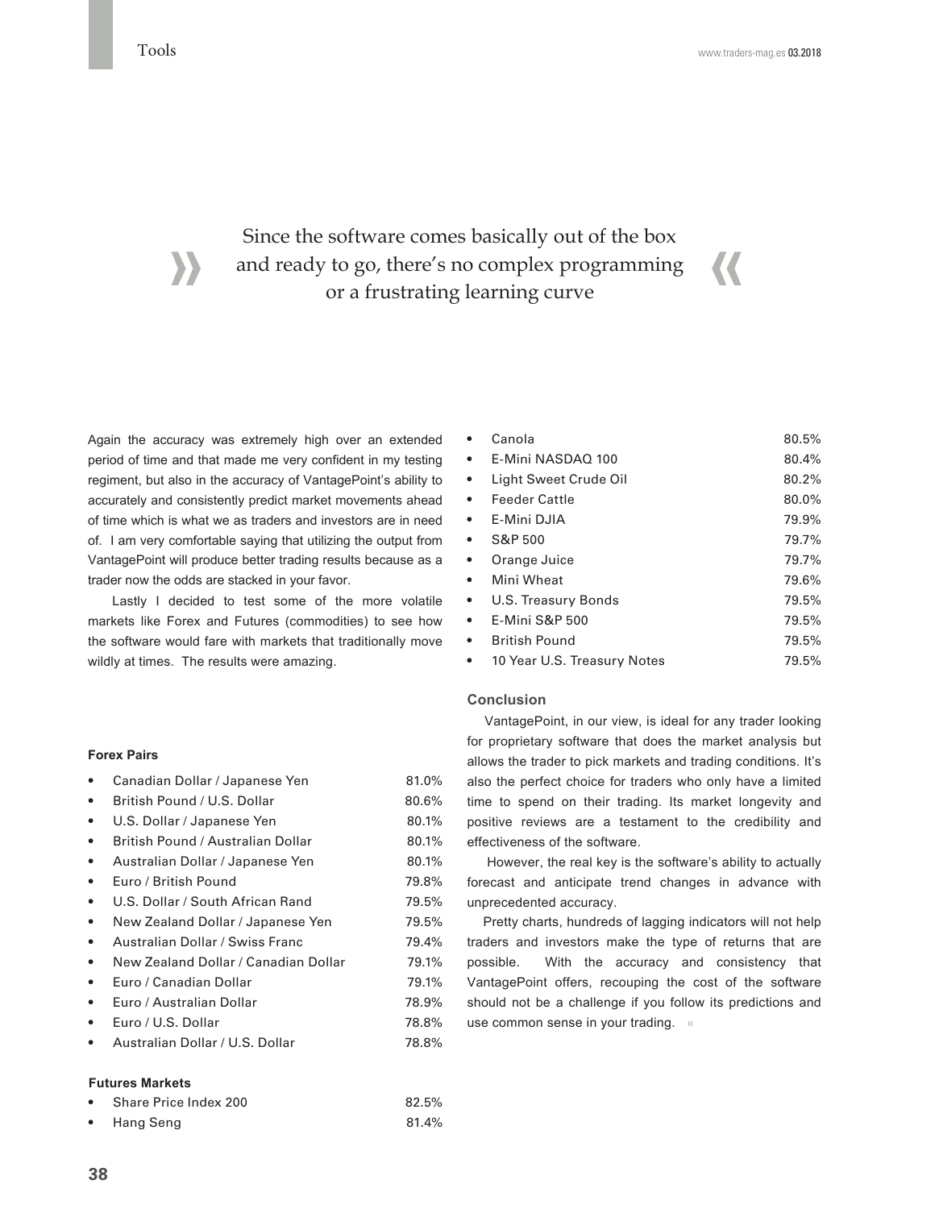> Since the software comes basically out of the box and ready to go, there's no complex programming or a frustrating learning curve

Again the accuracy was extremely high over an extended period of time and that made me very confident in my testing regiment, but also in the accuracy of VantagePoint's ability to accurately and consistently predict market movements ahead of time which is what we as traders and investors are in need of. I am very comfortable saying that utilizing the output from VantagePoint will produce better trading results because as a trader now the odds are stacked in your favor.

Lastly I decided to test some of the more volatile markets like Forex and Futures (commodities) to see how the software would fare with markets that traditionally move wildly at times. The results were amazing.

**Forex Pairs**

| | |
|---|---|
| • Canadian Dollar / Japanese Yen | 81.0% |
| • British Pound / U.S. Dollar | 80.6% |
| • U.S. Dollar / Japanese Yen | 80.1% |
| • British Pound / Australian Dollar | 80.1% |
| • Australian Dollar / Japanese Yen | 80.1% |
| • Euro / British Pound | 79.8% |
| • U.S. Dollar / South African Rand | 79.5% |
| • New Zealand Dollar / Japanese Yen | 79.5% |
| • Australian Dollar / Swiss Franc | 79.4% |
| • New Zealand Dollar / Canadian Dollar | 79.1% |
| • Euro / Canadian Dollar | 79.1% |
| • Euro / Australian Dollar | 78.9% |
| • Euro / U.S. Dollar | 78.8% |
| • Australian Dollar / U.S. Dollar | 78.8% |

**Futures Markets**

| | |
|---|---|
| • Share Price Index 200 | 82.5% |
| • Hang Seng | 81.4% |
| • Canola | 80.5% |
| • E-Mini NASDAQ 100 | 80.4% |
| • Light Sweet Crude Oil | 80.2% |
| • Feeder Cattle | 80.0% |
| • E-Mini DJIA | 79.9% |
| • S&P 500 | 79.7% |
| • Orange Juice | 79.7% |
| • Mini Wheat | 79.6% |
| • U.S. Treasury Bonds | 79.5% |
| • E-Mini S&P 500 | 79.5% |
| • British Pound | 79.5% |
| • 10 Year U.S. Treasury Notes | 79.5% |

## Conclusion

VantagePoint, in our view, is ideal for any trader looking for proprietary software that does the market analysis but allows the trader to pick markets and trading conditions. It's also the perfect choice for traders who only have a limited time to spend on their trading. Its market longevity and positive reviews are a testament to the credibility and effectiveness of the software.

However, the real key is the software's ability to actually forecast and anticipate trend changes in advance with unprecedented accuracy.

Pretty charts, hundreds of lagging indicators will not help traders and investors make the type of returns that are possible. With the accuracy and consistency that VantagePoint offers, recouping the cost of the software should not be a challenge if you follow its predictions and use common sense in your trading. «